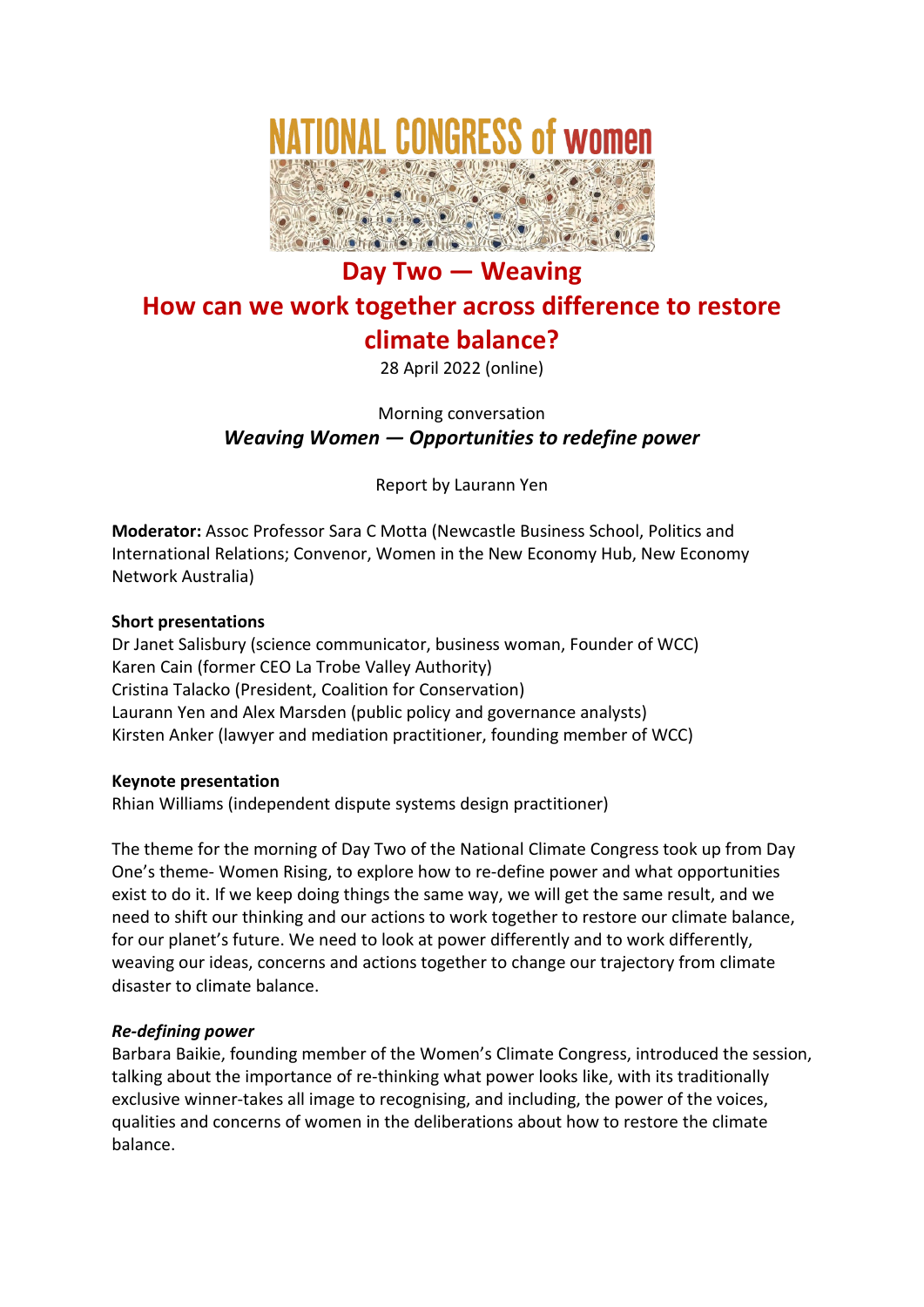# NATIONAL CONGRESS of women

## Day Two — Weaving

## How can we work together across difference to restore climate balance?

28 April 2022 (online)

Morning conversation

***Weaving Women — Opportunities to redefine power***

Report by Laurann Yen

**Moderator:** Assoc Professor Sara C Motta (Newcastle Business School, Politics and International Relations; Convenor, Women in the New Economy Hub, New Economy Network Australia)

**Short presentations**

Dr Janet Salisbury (science communicator, business woman, Founder of WCC)
Karen Cain (former CEO La Trobe Valley Authority)
Cristina Talacko (President, Coalition for Conservation)
Laurann Yen and Alex Marsden (public policy and governance analysts)
Kirsten Anker (lawyer and mediation practitioner, founding member of WCC)

**Keynote presentation**

Rhian Williams (independent dispute systems design practitioner)

The theme for the morning of Day Two of the National Climate Congress took up from Day One's theme- Women Rising, to explore how to re-define power and what opportunities exist to do it. If we keep doing things the same way, we will get the same result, and we need to shift our thinking and our actions to work together to restore our climate balance, for our planet's future. We need to look at power differently and to work differently, weaving our ideas, concerns and actions together to change our trajectory from climate disaster to climate balance.

***Re-defining power***

Barbara Baikie, founding member of the Women's Climate Congress, introduced the session, talking about the importance of re-thinking what power looks like, with its traditionally exclusive winner-takes all image to recognising, and including, the power of the voices, qualities and concerns of women in the deliberations about how to restore the climate balance.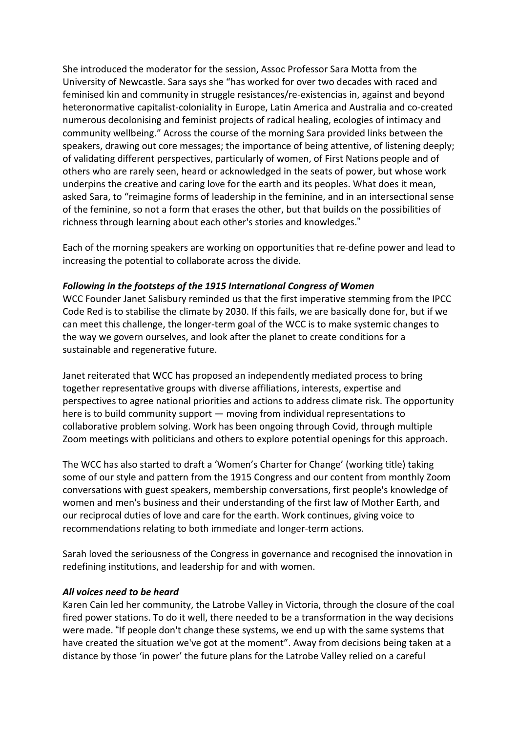She introduced the moderator for the session, Assoc Professor Sara Motta from the University of Newcastle. Sara says she "has worked for over two decades with raced and feminised kin and community in struggle resistances/re-existencias in, against and beyond heteronormative capitalist-coloniality in Europe, Latin America and Australia and co-created numerous decolonising and feminist projects of radical healing, ecologies of intimacy and community wellbeing." Across the course of the morning Sara provided links between the speakers, drawing out core messages; the importance of being attentive, of listening deeply; of validating different perspectives, particularly of women, of First Nations people and of others who are rarely seen, heard or acknowledged in the seats of power, but whose work underpins the creative and caring love for the earth and its peoples. What does it mean, asked Sara, to "reimagine forms of leadership in the feminine, and in an intersectional sense of the feminine, so not a form that erases the other, but that builds on the possibilities of richness through learning about each other's stories and knowledges."

Each of the morning speakers are working on opportunities that re-define power and lead to increasing the potential to collaborate across the divide.

***Following in the footsteps of the 1915 International Congress of Women***

WCC Founder Janet Salisbury reminded us that the first imperative stemming from the IPCC Code Red is to stabilise the climate by 2030. If this fails, we are basically done for, but if we can meet this challenge, the longer-term goal of the WCC is to make systemic changes to the way we govern ourselves, and look after the planet to create conditions for a sustainable and regenerative future.

Janet reiterated that WCC has proposed an independently mediated process to bring together representative groups with diverse affiliations, interests, expertise and perspectives to agree national priorities and actions to address climate risk. The opportunity here is to build community support — moving from individual representations to collaborative problem solving. Work has been ongoing through Covid, through multiple Zoom meetings with politicians and others to explore potential openings for this approach.

The WCC has also started to draft a 'Women's Charter for Change' (working title) taking some of our style and pattern from the 1915 Congress and our content from monthly Zoom conversations with guest speakers, membership conversations, first people's knowledge of women and men's business and their understanding of the first law of Mother Earth, and our reciprocal duties of love and care for the earth. Work continues, giving voice to recommendations relating to both immediate and longer-term actions.

Sarah loved the seriousness of the Congress in governance and recognised the innovation in redefining institutions, and leadership for and with women.

***All voices need to be heard***

Karen Cain led her community, the Latrobe Valley in Victoria, through the closure of the coal fired power stations. To do it well, there needed to be a transformation in the way decisions were made. "If people don't change these systems, we end up with the same systems that have created the situation we've got at the moment". Away from decisions being taken at a distance by those 'in power' the future plans for the Latrobe Valley relied on a careful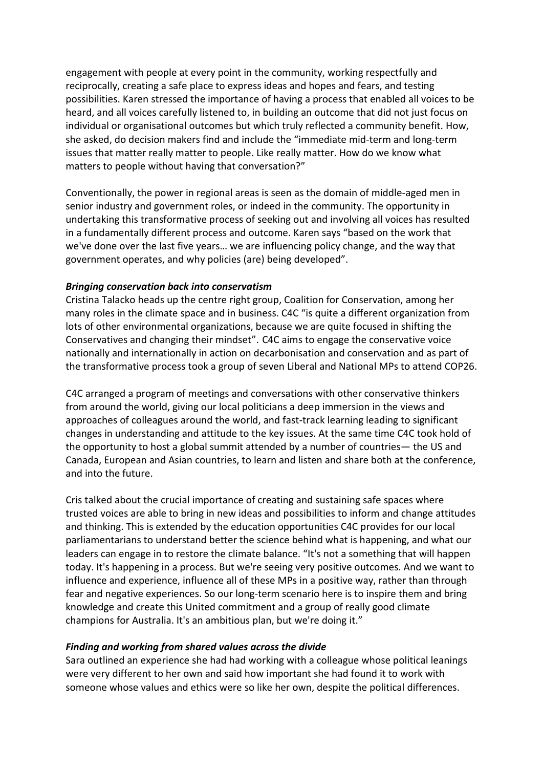engagement with people at every point in the community, working respectfully and reciprocally, creating a safe place to express ideas and hopes and fears, and testing possibilities. Karen stressed the importance of having a process that enabled all voices to be heard, and all voices carefully listened to, in building an outcome that did not just focus on individual or organisational outcomes but which truly reflected a community benefit. How, she asked, do decision makers find and include the "immediate mid-term and long-term issues that matter really matter to people. Like really matter. How do we know what matters to people without having that conversation?"

Conventionally, the power in regional areas is seen as the domain of middle-aged men in senior industry and government roles, or indeed in the community. The opportunity in undertaking this transformative process of seeking out and involving all voices has resulted in a fundamentally different process and outcome. Karen says "based on the work that we've done over the last five years… we are influencing policy change, and the way that government operates, and why policies (are) being developed".

***Bringing conservation back into conservatism***

Cristina Talacko heads up the centre right group, Coalition for Conservation, among her many roles in the climate space and in business. C4C "is quite a different organization from lots of other environmental organizations, because we are quite focused in shifting the Conservatives and changing their mindset". C4C aims to engage the conservative voice nationally and internationally in action on decarbonisation and conservation and as part of the transformative process took a group of seven Liberal and National MPs to attend COP26.

C4C arranged a program of meetings and conversations with other conservative thinkers from around the world, giving our local politicians a deep immersion in the views and approaches of colleagues around the world, and fast-track learning leading to significant changes in understanding and attitude to the key issues. At the same time C4C took hold of the opportunity to host a global summit attended by a number of countries— the US and Canada, European and Asian countries, to learn and listen and share both at the conference, and into the future.

Cris talked about the crucial importance of creating and sustaining safe spaces where trusted voices are able to bring in new ideas and possibilities to inform and change attitudes and thinking. This is extended by the education opportunities C4C provides for our local parliamentarians to understand better the science behind what is happening, and what our leaders can engage in to restore the climate balance. "It's not a something that will happen today. It's happening in a process. But we're seeing very positive outcomes. And we want to influence and experience, influence all of these MPs in a positive way, rather than through fear and negative experiences. So our long-term scenario here is to inspire them and bring knowledge and create this United commitment and a group of really good climate champions for Australia. It's an ambitious plan, but we're doing it."

***Finding and working from shared values across the divide***

Sara outlined an experience she had had working with a colleague whose political leanings were very different to her own and said how important she had found it to work with someone whose values and ethics were so like her own, despite the political differences.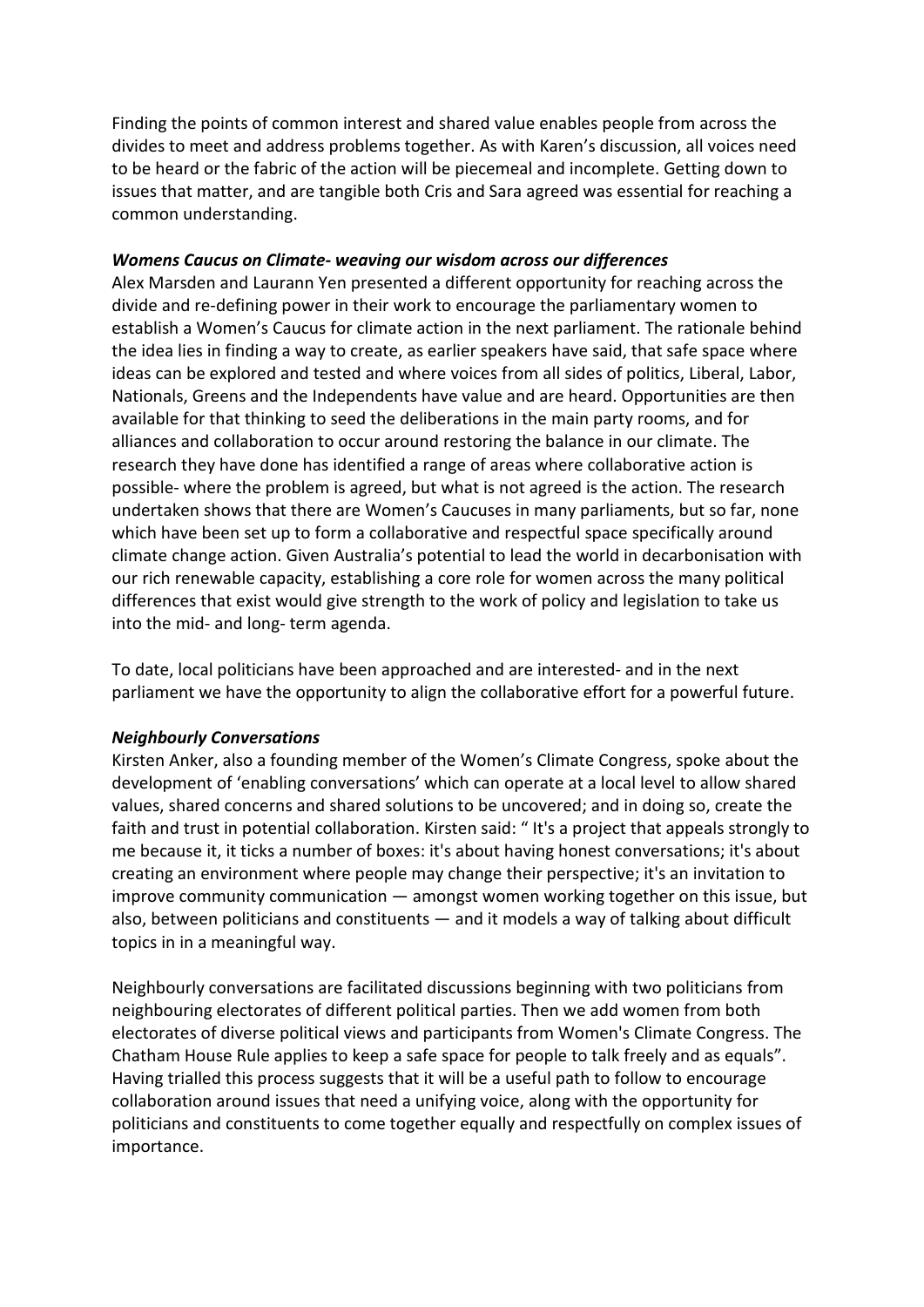Finding the points of common interest and shared value enables people from across the divides to meet and address problems together. As with Karen's discussion, all voices need to be heard or the fabric of the action will be piecemeal and incomplete. Getting down to issues that matter, and are tangible both Cris and Sara agreed was essential for reaching a common understanding.

***Womens Caucus on Climate- weaving our wisdom across our differences***

Alex Marsden and Laurann Yen presented a different opportunity for reaching across the divide and re-defining power in their work to encourage the parliamentary women to establish a Women's Caucus for climate action in the next parliament. The rationale behind the idea lies in finding a way to create, as earlier speakers have said, that safe space where ideas can be explored and tested and where voices from all sides of politics, Liberal, Labor, Nationals, Greens and the Independents have value and are heard. Opportunities are then available for that thinking to seed the deliberations in the main party rooms, and for alliances and collaboration to occur around restoring the balance in our climate. The research they have done has identified a range of areas where collaborative action is possible- where the problem is agreed, but what is not agreed is the action. The research undertaken shows that there are Women's Caucuses in many parliaments, but so far, none which have been set up to form a collaborative and respectful space specifically around climate change action. Given Australia's potential to lead the world in decarbonisation with our rich renewable capacity, establishing a core role for women across the many political differences that exist would give strength to the work of policy and legislation to take us into the mid- and long- term agenda.

To date, local politicians have been approached and are interested- and in the next parliament we have the opportunity to align the collaborative effort for a powerful future.

***Neighbourly Conversations***

Kirsten Anker, also a founding member of the Women's Climate Congress, spoke about the development of 'enabling conversations' which can operate at a local level to allow shared values, shared concerns and shared solutions to be uncovered; and in doing so, create the faith and trust in potential collaboration. Kirsten said: " It's a project that appeals strongly to me because it, it ticks a number of boxes: it's about having honest conversations; it's about creating an environment where people may change their perspective; it's an invitation to improve community communication — amongst women working together on this issue, but also, between politicians and constituents — and it models a way of talking about difficult topics in in a meaningful way.

Neighbourly conversations are facilitated discussions beginning with two politicians from neighbouring electorates of different political parties. Then we add women from both electorates of diverse political views and participants from Women's Climate Congress. The Chatham House Rule applies to keep a safe space for people to talk freely and as equals". Having trialled this process suggests that it will be a useful path to follow to encourage collaboration around issues that need a unifying voice, along with the opportunity for politicians and constituents to come together equally and respectfully on complex issues of importance.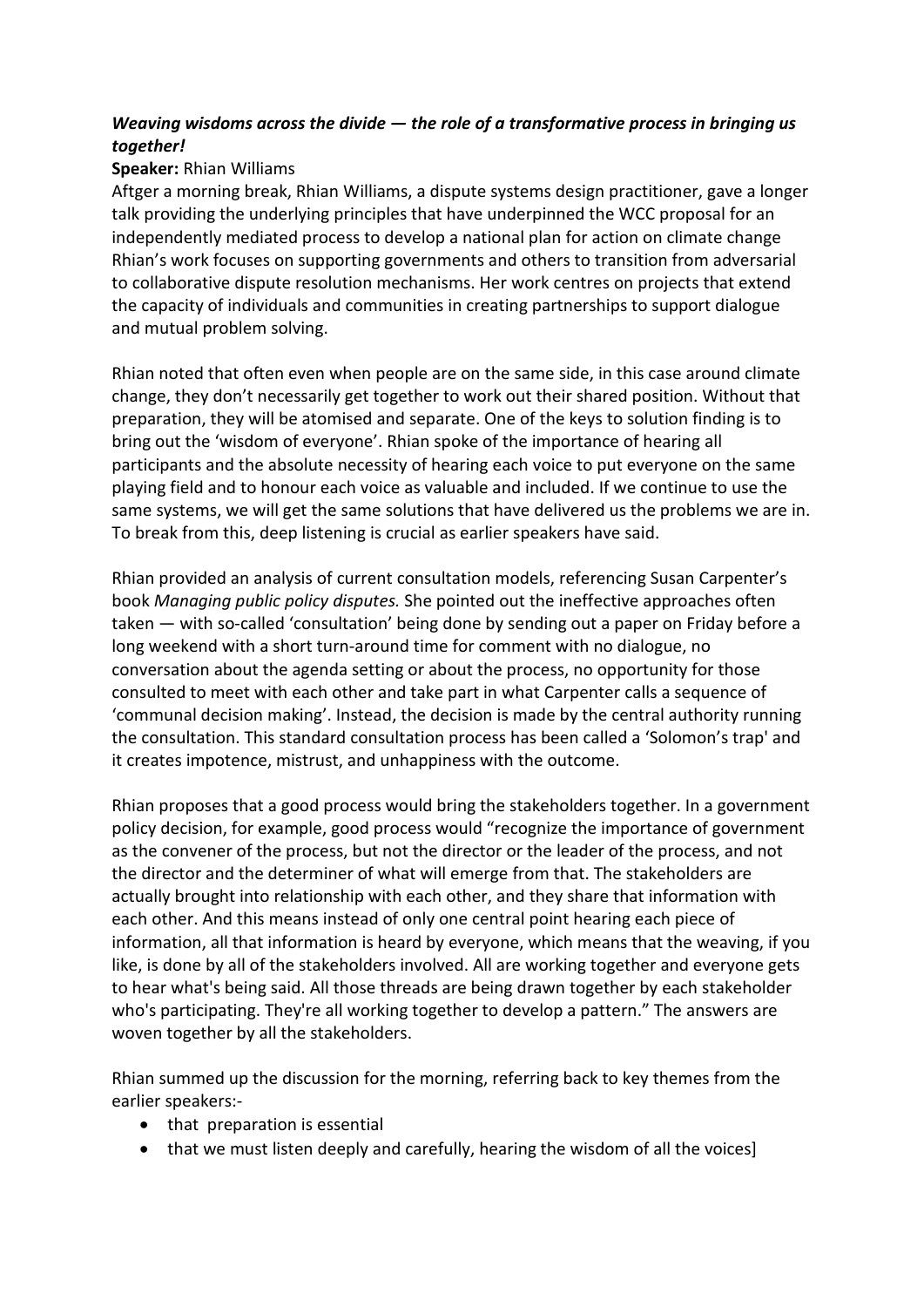***Weaving wisdoms across the divide — the role of a transformative process in bringing us together!***

**Speaker:** Rhian Williams

Aftger a morning break, Rhian Williams, a dispute systems design practitioner, gave a longer talk providing the underlying principles that have underpinned the WCC proposal for an independently mediated process to develop a national plan for action on climate change Rhian's work focuses on supporting governments and others to transition from adversarial to collaborative dispute resolution mechanisms. Her work centres on projects that extend the capacity of individuals and communities in creating partnerships to support dialogue and mutual problem solving.

Rhian noted that often even when people are on the same side, in this case around climate change, they don't necessarily get together to work out their shared position. Without that preparation, they will be atomised and separate. One of the keys to solution finding is to bring out the 'wisdom of everyone'. Rhian spoke of the importance of hearing all participants and the absolute necessity of hearing each voice to put everyone on the same playing field and to honour each voice as valuable and included. If we continue to use the same systems, we will get the same solutions that have delivered us the problems we are in. To break from this, deep listening is crucial as earlier speakers have said.

Rhian provided an analysis of current consultation models, referencing Susan Carpenter's book *Managing public policy disputes.* She pointed out the ineffective approaches often taken — with so-called 'consultation' being done by sending out a paper on Friday before a long weekend with a short turn-around time for comment with no dialogue, no conversation about the agenda setting or about the process, no opportunity for those consulted to meet with each other and take part in what Carpenter calls a sequence of 'communal decision making'. Instead, the decision is made by the central authority running the consultation. This standard consultation process has been called a 'Solomon's trap' and it creates impotence, mistrust, and unhappiness with the outcome.

Rhian proposes that a good process would bring the stakeholders together. In a government policy decision, for example, good process would "recognize the importance of government as the convener of the process, but not the director or the leader of the process, and not the director and the determiner of what will emerge from that. The stakeholders are actually brought into relationship with each other, and they share that information with each other. And this means instead of only one central point hearing each piece of information, all that information is heard by everyone, which means that the weaving, if you like, is done by all of the stakeholders involved. All are working together and everyone gets to hear what's being said. All those threads are being drawn together by each stakeholder who's participating. They're all working together to develop a pattern." The answers are woven together by all the stakeholders.

Rhian summed up the discussion for the morning, referring back to key themes from the earlier speakers:-

- that preparation is essential
- that we must listen deeply and carefully, hearing the wisdom of all the voices]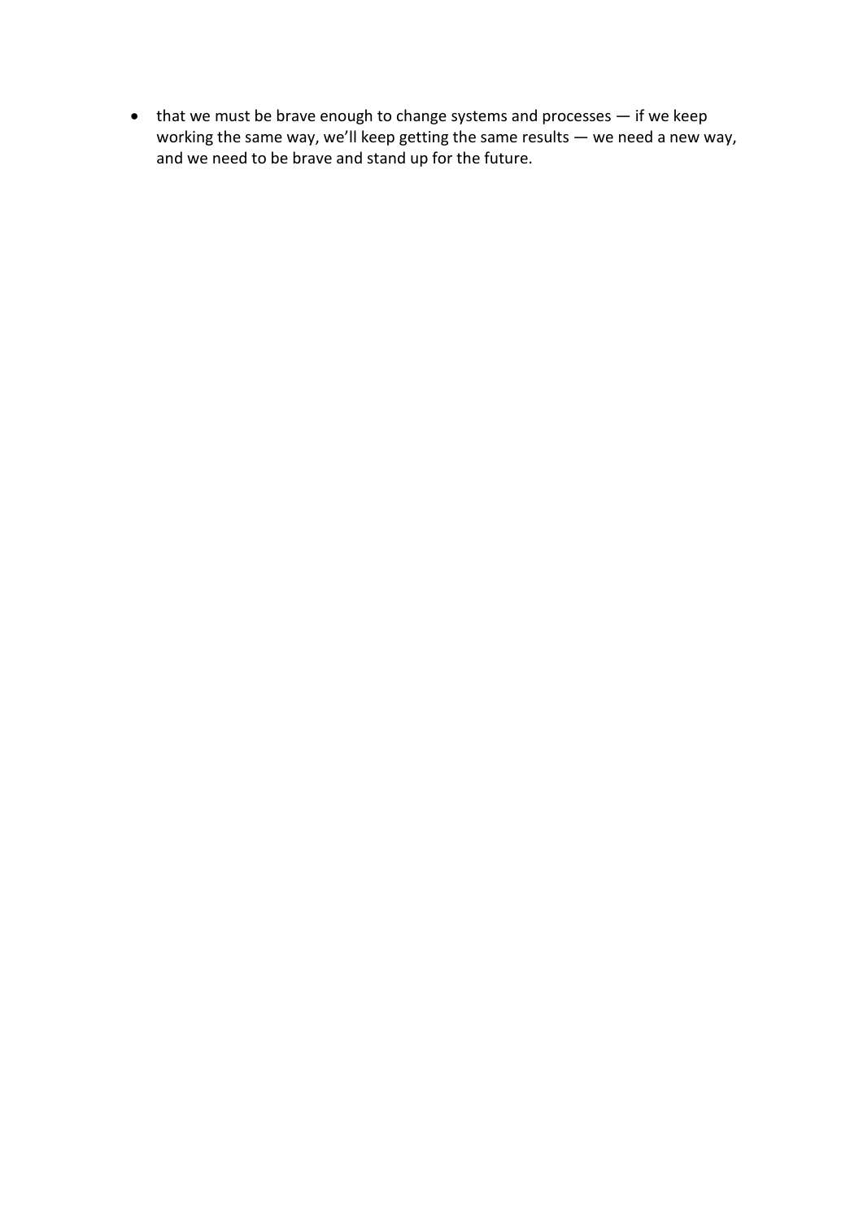- that we must be brave enough to change systems and processes — if we keep working the same way, we'll keep getting the same results — we need a new way, and we need to be brave and stand up for the future.